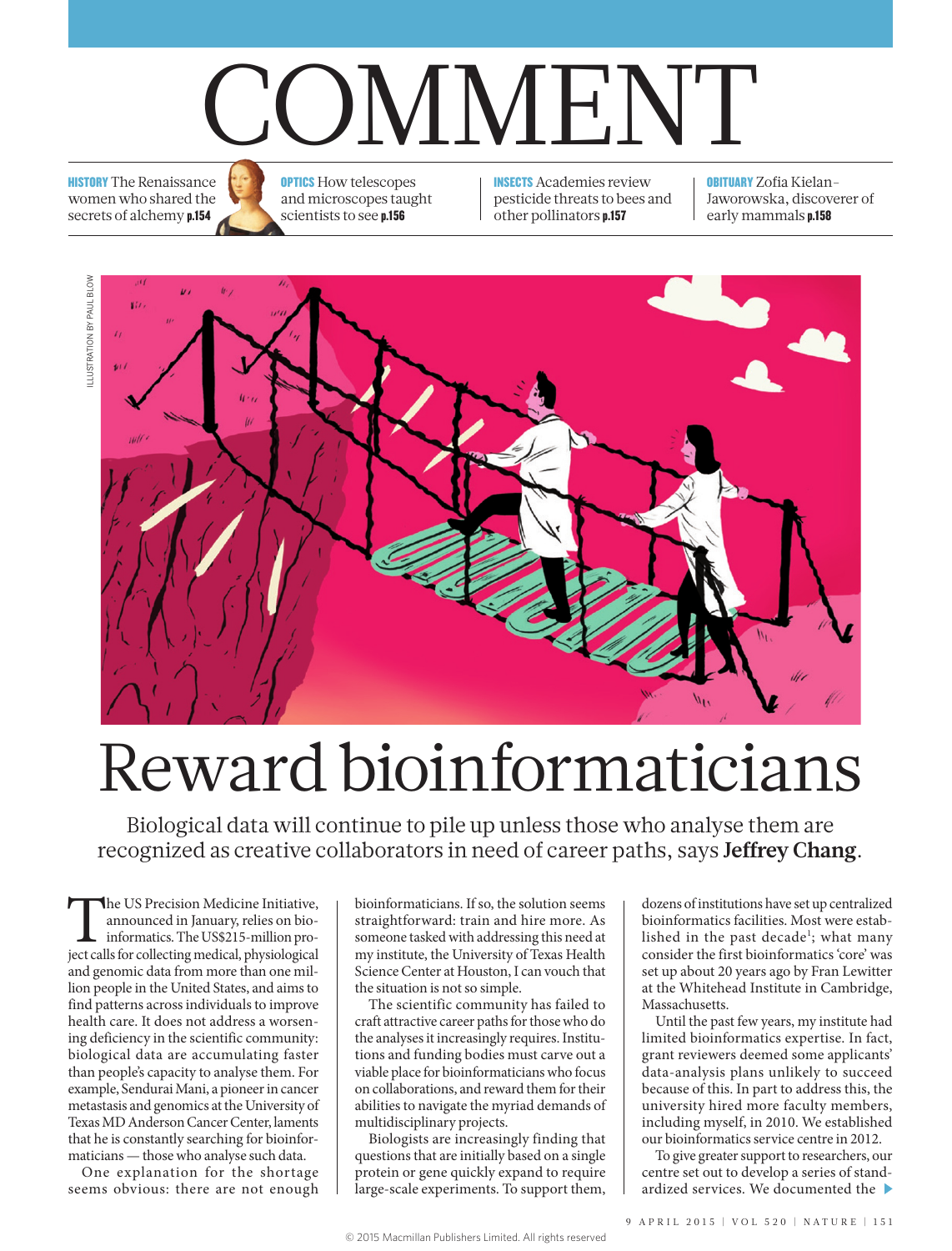# COMMENT

**HISTORY** The Renaissance women who shared the secrets of alchemy **p.154**

**OPTICS** How telescopes and microscopes taught scientists to see **p.156**

**INSECTS** Academies review pesticide threats to bees and other pollinators **p.157**

**OBITUARY** Zofia Kielan-Jaworowska, discoverer of early mammals **p.158**

ILLUSTRATION BY PAUL BLOW

# Reward bioinformaticians

Biological data will continue to pile up unless those who analyse them are recognized as creative collaborators in need of career paths, says **Jeffrey Chang**.

The US Precision Medicine Initiative, announced in January, relies on bioinformatics. The US$215-million project calls for collecting medical, physiological and genomic data from more than one million people in the United States, and aims to find patterns across individuals to improve health care. It does not address a worsening deficiency in the scientific community: biological data are accumulating faster than people's capacity to analyse them. For example, Sendurai Mani, a pioneer in cancer metastasis and genomics at the University of Texas MD Anderson Cancer Center, laments that he is constantly searching for bioinformaticians — those who analyse such data.

One explanation for the shortage seems obvious: there are not enough bioinformaticians. If so, the solution seems straightforward: train and hire more. As someone tasked with addressing this need at my institute, the University of Texas Health Science Center at Houston, I can vouch that the situation is not so simple.

The scientific community has failed to craft attractive career paths for those who do the analyses it increasingly requires. Institutions and funding bodies must carve out a viable place for bioinformaticians who focus on collaborations, and reward them for their abilities to navigate the myriad demands of multidisciplinary projects.

Biologists are increasingly finding that questions that are initially based on a single protein or gene quickly expand to require large-scale experiments. To support them, dozens of institutions have set up centralized bioinformatics facilities. Most were established in the past decade[1]; what many consider the first bioinformatics 'core' was set up about 20 years ago by Fran Lewitter at the Whitehead Institute in Cambridge, Massachusetts.

Until the past few years, my institute had limited bioinformatics expertise. In fact, grant reviewers deemed some applicants' data-analysis plans unlikely to succeed because of this. In part to address this, the university hired more faculty members, including myself, in 2010. We established our bioinformatics service centre in 2012.

To give greater support to researchers, our centre set out to develop a series of standardized services. We documented the ▶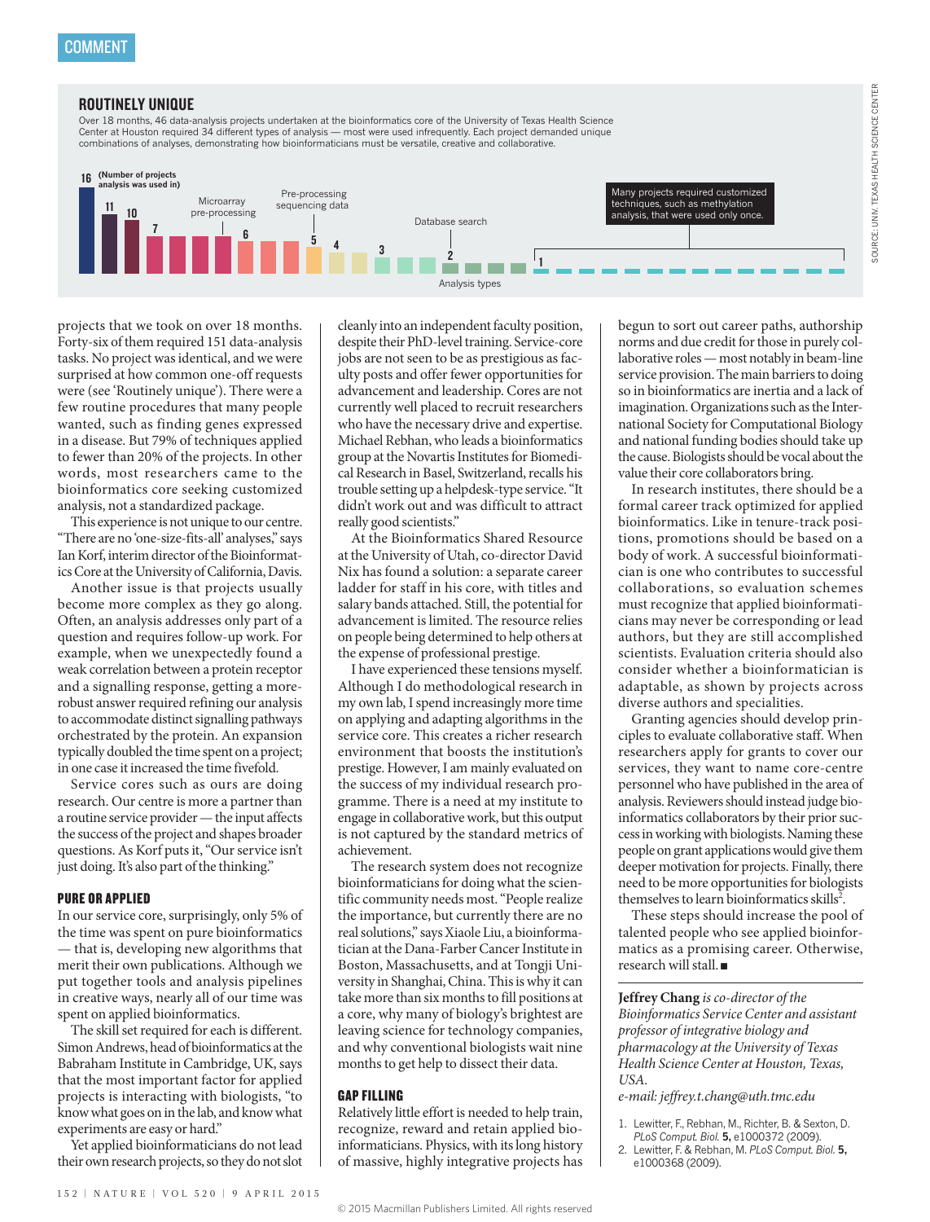## ROUTINELY UNIQUE

Over 18 months, 46 data-analysis projects undertaken at the bioinformatics core of the University of Texas Health Science Center at Houston required 34 different types of analysis — most were used infrequently. Each project demanded unique combinations of analyses, demonstrating how bioinformaticians must be versatile, creative and collaborative.

16 (Number of projects analysis was used in)

11

10

7

Microarray pre-processing

6

Pre-processing sequencing data

5

4

3

Database search

2

1

Many projects required customized techniques, such as methylation analysis, that were used only once.

Analysis types

SOURCE: UNIV. TEXAS HEALTH SCIENCE CENTER

projects that we took on over 18 months. Forty-six of them required 151 data-analysis tasks. No project was identical, and we were surprised at how common one-off requests were (see 'Routinely unique'). There were a few routine procedures that many people wanted, such as finding genes expressed in a disease. But 79% of techniques applied to fewer than 20% of the projects. In other words, most researchers came to the bioinformatics core seeking customized analysis, not a standardized package.

This experience is not unique to our centre. "There are no 'one-size-fits-all' analyses," says Ian Korf, interim director of the Bioinformatics Core at the University of California, Davis.

Another issue is that projects usually become more complex as they go along. Often, an analysis addresses only part of a question and requires follow-up work. For example, when we unexpectedly found a weak correlation between a protein receptor and a signalling response, getting a more-robust answer required refining our analysis to accommodate distinct signalling pathways orchestrated by the protein. An expansion typically doubled the time spent on a project; in one case it increased the time fivefold.

Service cores such as ours are doing research. Our centre is more a partner than a routine service provider — the input affects the success of the project and shapes broader questions. As Korf puts it, "Our service isn't just doing. It's also part of the thinking."

### PURE OR APPLIED

In our service core, surprisingly, only 5% of the time was spent on pure bioinformatics — that is, developing new algorithms that merit their own publications. Although we put together tools and analysis pipelines in creative ways, nearly all of our time was spent on applied bioinformatics.

The skill set required for each is different. Simon Andrews, head of bioinformatics at the Babraham Institute in Cambridge, UK, says that the most important factor for applied projects is interacting with biologists, "to know what goes on in the lab, and know what experiments are easy or hard."

Yet applied bioinformaticians do not lead their own research projects, so they do not slot cleanly into an independent faculty position, despite their PhD-level training. Service-core jobs are not seen to be as prestigious as faculty posts and offer fewer opportunities for advancement and leadership. Cores are not currently well placed to recruit researchers who have the necessary drive and expertise. Michael Rebhan, who leads a bioinformatics group at the Novartis Institutes for Biomedical Research in Basel, Switzerland, recalls his trouble setting up a helpdesk-type service. "It didn't work out and was difficult to attract really good scientists."

At the Bioinformatics Shared Resource at the University of Utah, co-director David Nix has found a solution: a separate career ladder for staff in his core, with titles and salary bands attached. Still, the potential for advancement is limited. The resource relies on people being determined to help others at the expense of professional prestige.

I have experienced these tensions myself. Although I do methodological research in my own lab, I spend increasingly more time on applying and adapting algorithms in the service core. This creates a richer research environment that boosts the institution's prestige. However, I am mainly evaluated on the success of my individual research programme. There is a need at my institute to engage in collaborative work, but this output is not captured by the standard metrics of achievement.

The research system does not recognize bioinformaticians for doing what the scientific community needs most. "People realize the importance, but currently there are no real solutions," says Xiaole Liu, a bioinformatician at the Dana-Farber Cancer Institute in Boston, Massachusetts, and at Tongji University in Shanghai, China. This is why it can take more than six months to fill positions at a core, why many of biology's brightest are leaving science for technology companies, and why conventional biologists wait nine months to get help to dissect their data.

### GAP FILLING

Relatively little effort is needed to help train, recognize, reward and retain applied bioinformaticians. Physics, with its long history of massive, highly integrative projects has begun to sort out career paths, authorship norms and due credit for those in purely collaborative roles — most notably in beam-line service provision. The main barriers to doing so in bioinformatics are inertia and a lack of imagination. Organizations such as the International Society for Computational Biology and national funding bodies should take up the cause. Biologists should be vocal about the value their core collaborators bring.

In research institutes, there should be a formal career track optimized for applied bioinformatics. Like in tenure-track positions, promotions should be based on a body of work. A successful bioinformatician is one who contributes to successful collaborations, so evaluation schemes must recognize that applied bioinformaticians may never be corresponding or lead authors, but they are still accomplished scientists. Evaluation criteria should also consider whether a bioinformatician is adaptable, as shown by projects across diverse authors and specialities.

Granting agencies should develop principles to evaluate collaborative staff. When researchers apply for grants to cover our services, they want to name core-centre personnel who have published in the area of analysis. Reviewers should instead judge bioinformatics collaborators by their prior success in working with biologists. Naming these people on grant applications would give them deeper motivation for projects. Finally, there need to be more opportunities for biologists themselves to learn bioinformatics skills[2].

These steps should increase the pool of talented people who see applied bioinformatics as a promising career. Otherwise, research will stall. ■

**Jeffrey Chang** *is co-director of the Bioinformatics Service Center and assistant professor of integrative biology and pharmacology at the University of Texas Health Science Center at Houston, Texas, USA.*
*e-mail: jeffrey.t.chang@uth.tmc.edu*

1. Lewitter, F., Rebhan, M., Richter, B. & Sexton, D. *PLoS Comput. Biol.* **5**, e1000372 (2009).
2. Lewitter, F. & Rebhan, M. *PLoS Comput. Biol.* **5**, e1000368 (2009).